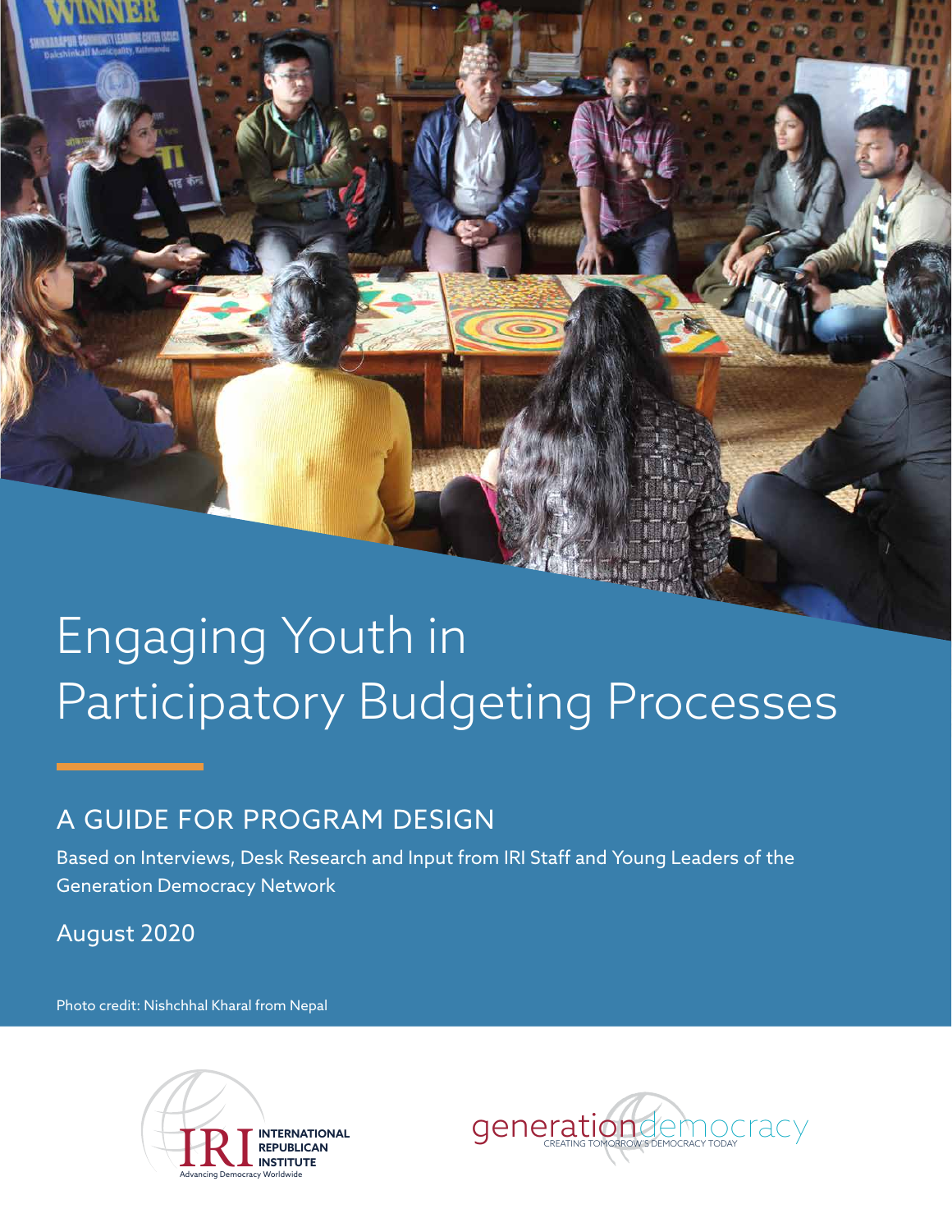# Engaging Youth in Participatory Budgeting Processes

## A GUIDE FOR PROGRAM DESIGN

Based on Interviews, Desk Research and Input from IRI Staff and Young Leaders of the Generation Democracy Network

August 2020

Photo credit: Nishchhal Kharal from Nepal

IRI INTERNATIONAL REPUBLICAN INSTITUTE
Advancing Democracy Worldwide

generationdemocracy
CREATING TOMORROW'S DEMOCRACY TODAY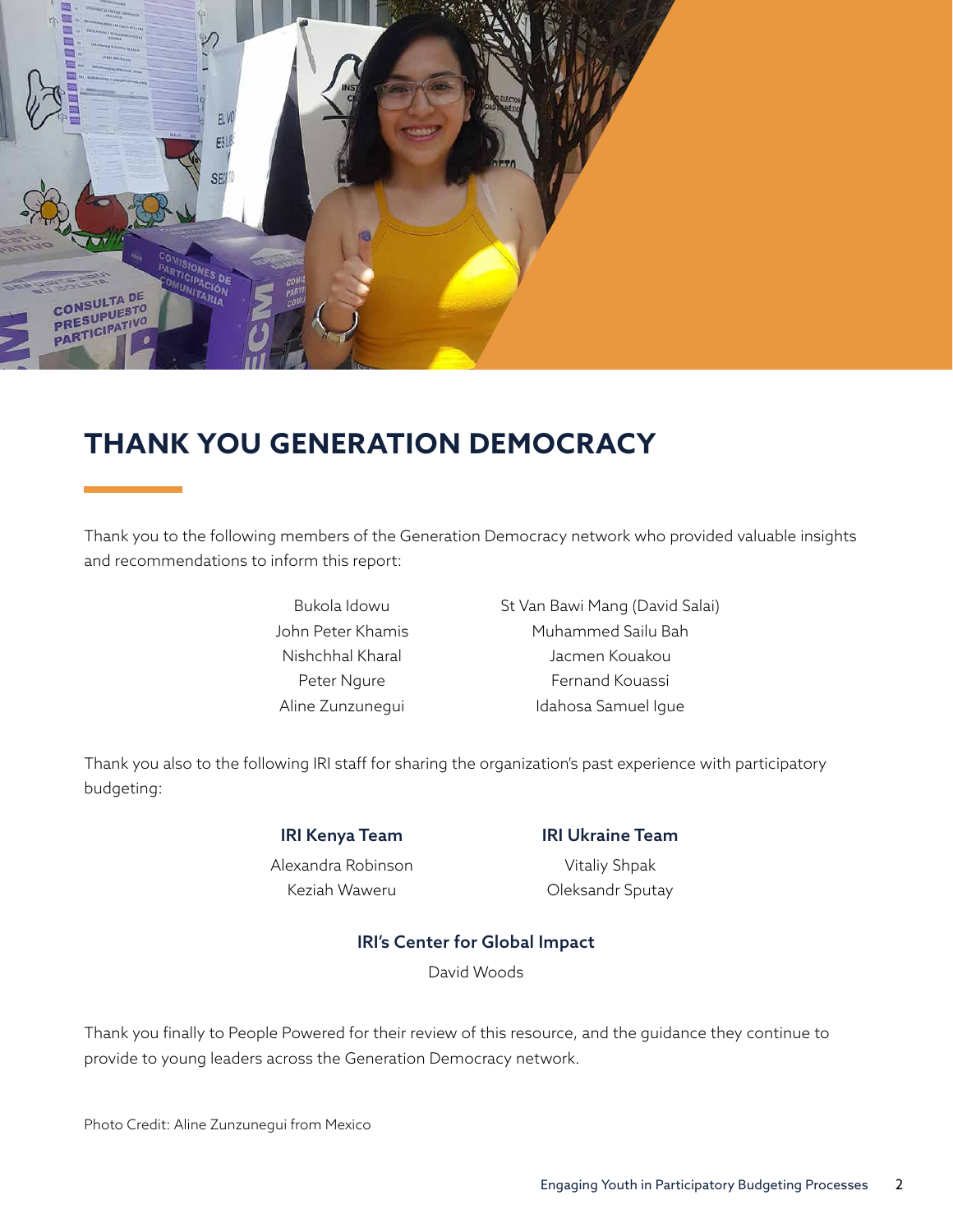# THANK YOU GENERATION DEMOCRACY

Thank you to the following members of the Generation Democracy network who provided valuable insights and recommendations to inform this report:

Bukola Idowu
John Peter Khamis
Nishchhal Kharal
Peter Ngure
Aline Zunzunegui
St Van Bawi Mang (David Salai)
Muhammed Sailu Bah
Jacmen Kouakou
Fernand Kouassi
Idahosa Samuel Igue

Thank you also to the following IRI staff for sharing the organization's past experience with participatory budgeting:

**IRI Kenya Team**

Alexandra Robinson
Keziah Waweru

**IRI Ukraine Team**

Vitaliy Shpak
Oleksandr Sputay

**IRI's Center for Global Impact**

David Woods

Thank you finally to People Powered for their review of this resource, and the guidance they continue to provide to young leaders across the Generation Democracy network.

Photo Credit: Aline Zunzunegui from Mexico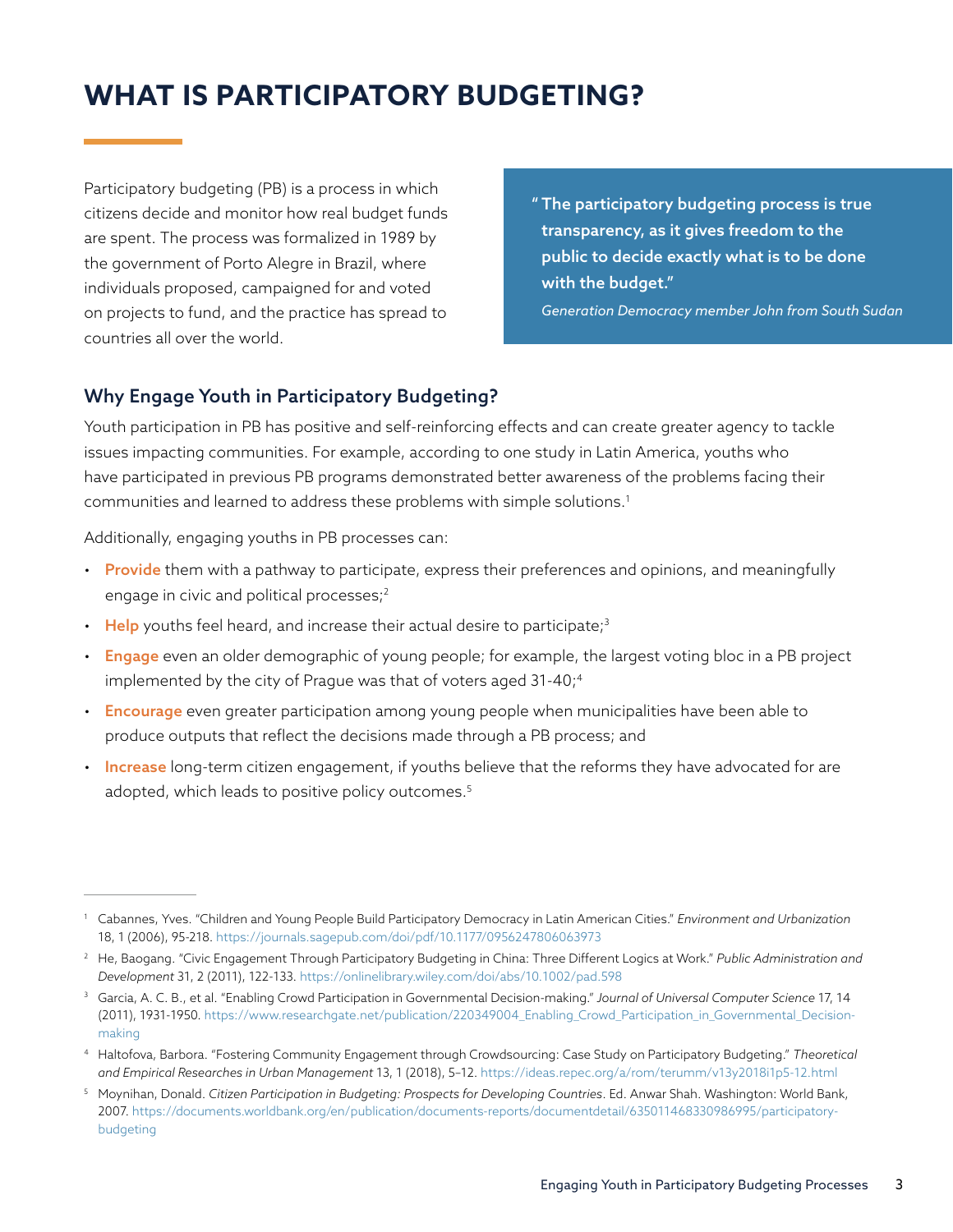# WHAT IS PARTICIPATORY BUDGETING?

Participatory budgeting (PB) is a process in which citizens decide and monitor how real budget funds are spent. The process was formalized in 1989 by the government of Porto Alegre in Brazil, where individuals proposed, campaigned for and voted on projects to fund, and the practice has spread to countries all over the world.

> **"The participatory budgeting process is true transparency, as it gives freedom to the public to decide exactly what is to be done with the budget."**
>
> *Generation Democracy member John from South Sudan*

## Why Engage Youth in Participatory Budgeting?

Youth participation in PB has positive and self-reinforcing effects and can create greater agency to tackle issues impacting communities. For example, according to one study in Latin America, youths who have participated in previous PB programs demonstrated better awareness of the problems facing their communities and learned to address these problems with simple solutions.[1]

Additionally, engaging youths in PB processes can:

- **Provide** them with a pathway to participate, express their preferences and opinions, and meaningfully engage in civic and political processes;[2]
- **Help** youths feel heard, and increase their actual desire to participate;[3]
- **Engage** even an older demographic of young people; for example, the largest voting bloc in a PB project implemented by the city of Prague was that of voters aged 31-40;[4]
- **Encourage** even greater participation among young people when municipalities have been able to produce outputs that reflect the decisions made through a PB process; and
- **Increase** long-term citizen engagement, if youths believe that the reforms they have advocated for are adopted, which leads to positive policy outcomes.[5]

---

[1] Cabannes, Yves. "Children and Young People Build Participatory Democracy in Latin American Cities." *Environment and Urbanization* 18, 1 (2006), 95-218. https://journals.sagepub.com/doi/pdf/10.1177/0956247806063973

[2] He, Baogang. "Civic Engagement Through Participatory Budgeting in China: Three Different Logics at Work." *Public Administration and Development* 31, 2 (2011), 122-133. https://onlinelibrary.wiley.com/doi/abs/10.1002/pad.598

[3] Garcia, A. C. B., et al. "Enabling Crowd Participation in Governmental Decision-making." *Journal of Universal Computer Science* 17, 14 (2011), 1931-1950. https://www.researchgate.net/publication/220349004_Enabling_Crowd_Participation_in_Governmental_Decision-making

[4] Haltofova, Barbora. "Fostering Community Engagement through Crowdsourcing: Case Study on Participatory Budgeting." *Theoretical and Empirical Researches in Urban Management* 13, 1 (2018), 5–12. https://ideas.repec.org/a/rom/terumm/v13y2018i1p5-12.html

[5] Moynihan, Donald. *Citizen Participation in Budgeting: Prospects for Developing Countries*. Ed. Anwar Shah. Washington: World Bank, 2007. https://documents.worldbank.org/en/publication/documents-reports/documentdetail/635011468330986995/participatory-budgeting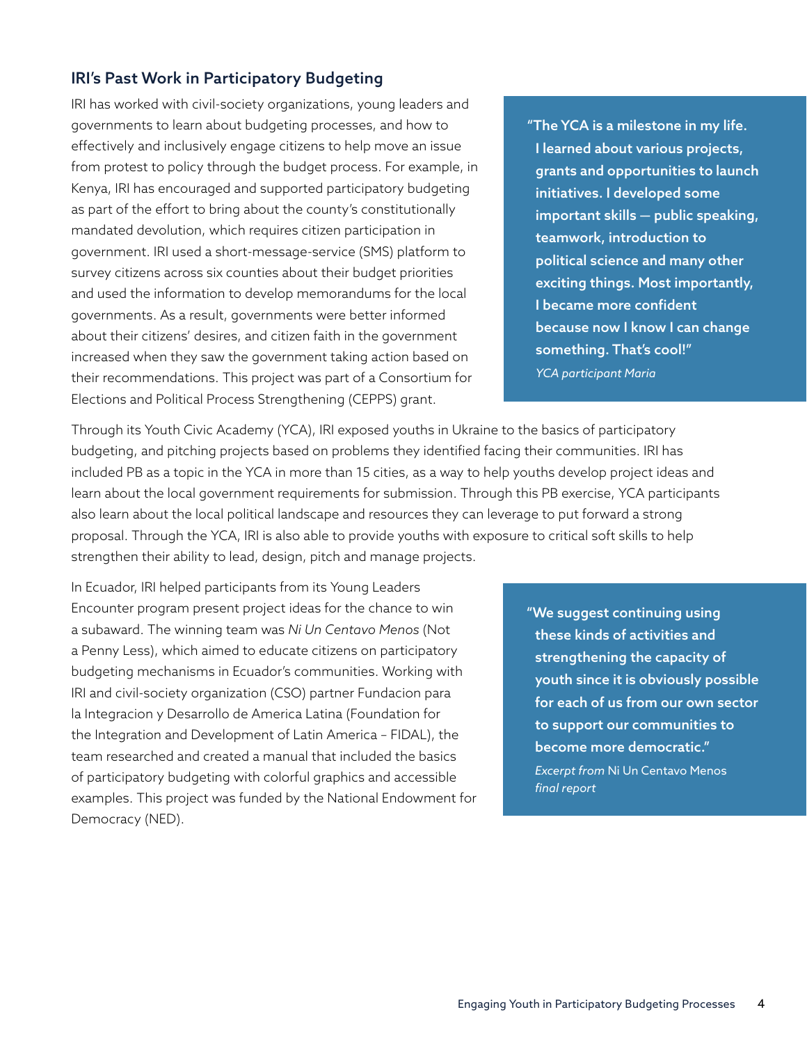## IRI's Past Work in Participatory Budgeting

IRI has worked with civil-society organizations, young leaders and governments to learn about budgeting processes, and how to effectively and inclusively engage citizens to help move an issue from protest to policy through the budget process. For example, in Kenya, IRI has encouraged and supported participatory budgeting as part of the effort to bring about the county's constitutionally mandated devolution, which requires citizen participation in government. IRI used a short-message-service (SMS) platform to survey citizens across six counties about their budget priorities and used the information to develop memorandums for the local governments. As a result, governments were better informed about their citizens' desires, and citizen faith in the government increased when they saw the government taking action based on their recommendations. This project was part of a Consortium for Elections and Political Process Strengthening (CEPPS) grant.

> **"The YCA is a milestone in my life. I learned about various projects, grants and opportunities to launch initiatives. I developed some important skills — public speaking, teamwork, introduction to political science and many other exciting things. Most importantly, I became more confident because now I know I can change something. That's cool!"**
>
> *YCA participant Maria*

Through its Youth Civic Academy (YCA), IRI exposed youths in Ukraine to the basics of participatory budgeting, and pitching projects based on problems they identified facing their communities. IRI has included PB as a topic in the YCA in more than 15 cities, as a way to help youths develop project ideas and learn about the local government requirements for submission. Through this PB exercise, YCA participants also learn about the local political landscape and resources they can leverage to put forward a strong proposal. Through the YCA, IRI is also able to provide youths with exposure to critical soft skills to help strengthen their ability to lead, design, pitch and manage projects.

In Ecuador, IRI helped participants from its Young Leaders Encounter program present project ideas for the chance to win a subaward. The winning team was *Ni Un Centavo Menos* (Not a Penny Less), which aimed to educate citizens on participatory budgeting mechanisms in Ecuador's communities. Working with IRI and civil-society organization (CSO) partner Fundacion para la Integracion y Desarrollo de America Latina (Foundation for the Integration and Development of Latin America – FIDAL), the team researched and created a manual that included the basics of participatory budgeting with colorful graphics and accessible examples. This project was funded by the National Endowment for Democracy (NED).

> **"We suggest continuing using these kinds of activities and strengthening the capacity of youth since it is obviously possible for each of us from our own sector to support our communities to become more democratic."**
>
> *Excerpt from* Ni Un Centavo Menos *final report*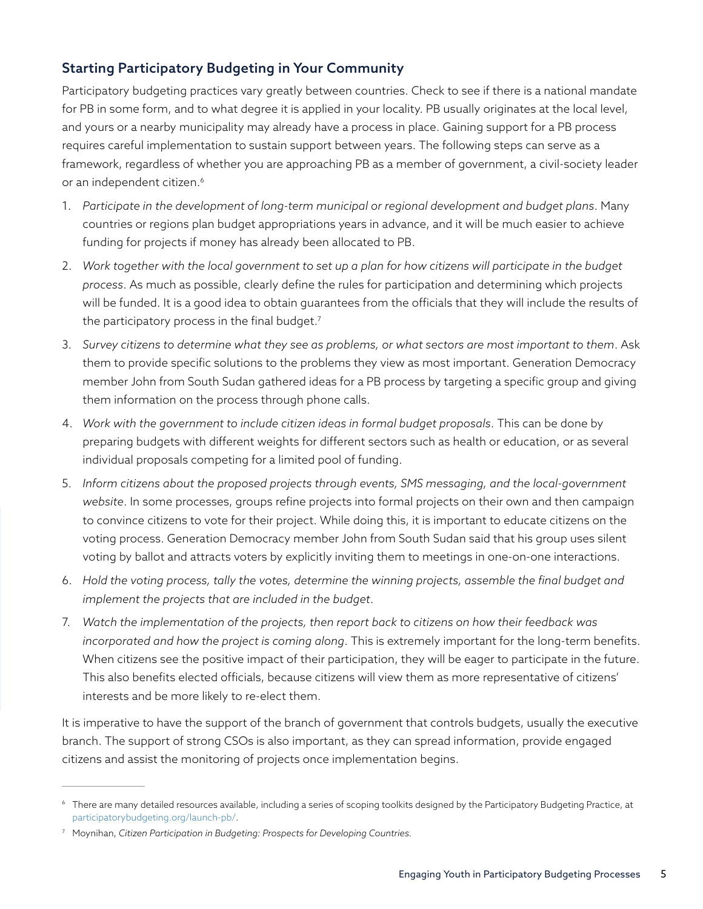## Starting Participatory Budgeting in Your Community

Participatory budgeting practices vary greatly between countries. Check to see if there is a national mandate for PB in some form, and to what degree it is applied in your locality. PB usually originates at the local level, and yours or a nearby municipality may already have a process in place. Gaining support for a PB process requires careful implementation to sustain support between years. The following steps can serve as a framework, regardless of whether you are approaching PB as a member of government, a civil-society leader or an independent citizen.[6]

1. *Participate in the development of long-term municipal or regional development and budget plans*. Many countries or regions plan budget appropriations years in advance, and it will be much easier to achieve funding for projects if money has already been allocated to PB.
2. *Work together with the local government to set up a plan for how citizens will participate in the budget process*. As much as possible, clearly define the rules for participation and determining which projects will be funded. It is a good idea to obtain guarantees from the officials that they will include the results of the participatory process in the final budget.[7]
3. *Survey citizens to determine what they see as problems, or what sectors are most important to them*. Ask them to provide specific solutions to the problems they view as most important. Generation Democracy member John from South Sudan gathered ideas for a PB process by targeting a specific group and giving them information on the process through phone calls.
4. *Work with the government to include citizen ideas in formal budget proposals*. This can be done by preparing budgets with different weights for different sectors such as health or education, or as several individual proposals competing for a limited pool of funding.
5. *Inform citizens about the proposed projects through events, SMS messaging, and the local-government website*. In some processes, groups refine projects into formal projects on their own and then campaign to convince citizens to vote for their project. While doing this, it is important to educate citizens on the voting process. Generation Democracy member John from South Sudan said that his group uses silent voting by ballot and attracts voters by explicitly inviting them to meetings in one-on-one interactions.
6. *Hold the voting process, tally the votes, determine the winning projects, assemble the final budget and implement the projects that are included in the budget*.
7. *Watch the implementation of the projects, then report back to citizens on how their feedback was incorporated and how the project is coming along*. This is extremely important for the long-term benefits. When citizens see the positive impact of their participation, they will be eager to participate in the future. This also benefits elected officials, because citizens will view them as more representative of citizens' interests and be more likely to re-elect them.

It is imperative to have the support of the branch of government that controls budgets, usually the executive branch. The support of strong CSOs is also important, as they can spread information, provide engaged citizens and assist the monitoring of projects once implementation begins.

---

[6] There are many detailed resources available, including a series of scoping toolkits designed by the Participatory Budgeting Practice, at participatorybudgeting.org/launch-pb/.

[7] Moynihan, *Citizen Participation in Budgeting: Prospects for Developing Countries.*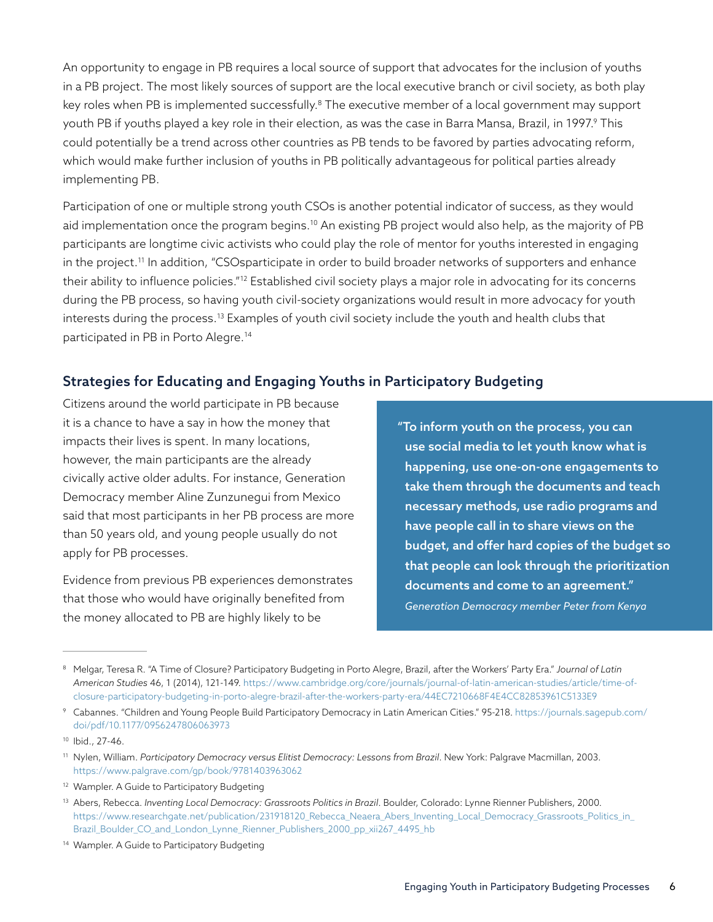An opportunity to engage in PB requires a local source of support that advocates for the inclusion of youths in a PB project. The most likely sources of support are the local executive branch or civil society, as both play key roles when PB is implemented successfully.[8] The executive member of a local government may support youth PB if youths played a key role in their election, as was the case in Barra Mansa, Brazil, in 1997.[9] This could potentially be a trend across other countries as PB tends to be favored by parties advocating reform, which would make further inclusion of youths in PB politically advantageous for political parties already implementing PB.

Participation of one or multiple strong youth CSOs is another potential indicator of success, as they would aid implementation once the program begins.[10] An existing PB project would also help, as the majority of PB participants are longtime civic activists who could play the role of mentor for youths interested in engaging in the project.[11] In addition, "CSOsparticipate in order to build broader networks of supporters and enhance their ability to influence policies."[12] Established civil society plays a major role in advocating for its concerns during the PB process, so having youth civil-society organizations would result in more advocacy for youth interests during the process.[13] Examples of youth civil society include the youth and health clubs that participated in PB in Porto Alegre.[14]

## Strategies for Educating and Engaging Youths in Participatory Budgeting

Citizens around the world participate in PB because it is a chance to have a say in how the money that impacts their lives is spent. In many locations, however, the main participants are the already civically active older adults. For instance, Generation Democracy member Aline Zunzunegui from Mexico said that most participants in her PB process are more than 50 years old, and young people usually do not apply for PB processes.

> **"To inform youth on the process, you can use social media to let youth know what is happening, use one-on-one engagements to take them through the documents and teach necessary methods, use radio programs and have people call in to share views on the budget, and offer hard copies of the budget so that people can look through the prioritization documents and come to an agreement."**
>
> *Generation Democracy member Peter from Kenya*

Evidence from previous PB experiences demonstrates that those who would have originally benefited from the money allocated to PB are highly likely to be

---

8 Melgar, Teresa R. "A Time of Closure? Participatory Budgeting in Porto Alegre, Brazil, after the Workers' Party Era." *Journal of Latin American Studies* 46, 1 (2014), 121-149. https://www.cambridge.org/core/journals/journal-of-latin-american-studies/article/time-of-closure-participatory-budgeting-in-porto-alegre-brazil-after-the-workers-party-era/44EC7210668F4E4CC82853961C5133E9

9 Cabannes. "Children and Young People Build Participatory Democracy in Latin American Cities." 95-218. https://journals.sagepub.com/doi/pdf/10.1177/0956247806063973

10 Ibid., 27-46.

11 Nylen, William. *Participatory Democracy versus Elitist Democracy: Lessons from Brazil*. New York: Palgrave Macmillan, 2003. https://www.palgrave.com/gp/book/9781403963062

12 Wampler. A Guide to Participatory Budgeting

13 Abers, Rebecca. *Inventing Local Democracy: Grassroots Politics in Brazil*. Boulder, Colorado: Lynne Rienner Publishers, 2000. https://www.researchgate.net/publication/231918120_Rebecca_Neaera_Abers_Inventing_Local_Democracy_Grassroots_Politics_in_Brazil_Boulder_CO_and_London_Lynne_Rienner_Publishers_2000_pp_xii267_4495_hb

14 Wampler. A Guide to Participatory Budgeting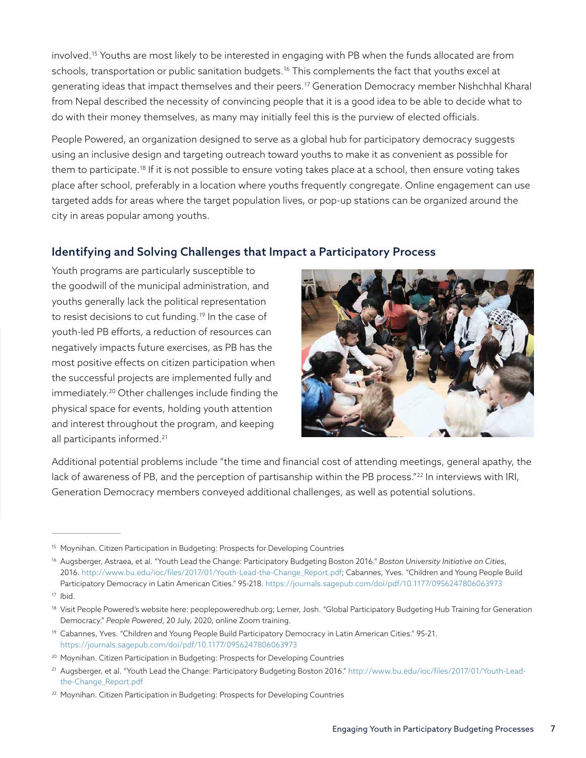involved.[15] Youths are most likely to be interested in engaging with PB when the funds allocated are from schools, transportation or public sanitation budgets.[16] This complements the fact that youths excel at generating ideas that impact themselves and their peers.[17] Generation Democracy member Nishchhal Kharal from Nepal described the necessity of convincing people that it is a good idea to be able to decide what to do with their money themselves, as many may initially feel this is the purview of elected officials.

People Powered, an organization designed to serve as a global hub for participatory democracy suggests using an inclusive design and targeting outreach toward youths to make it as convenient as possible for them to participate.[18] If it is not possible to ensure voting takes place at a school, then ensure voting takes place after school, preferably in a location where youths frequently congregate. Online engagement can use targeted adds for areas where the target population lives, or pop-up stations can be organized around the city in areas popular among youths.

## Identifying and Solving Challenges that Impact a Participatory Process

Youth programs are particularly susceptible to the goodwill of the municipal administration, and youths generally lack the political representation to resist decisions to cut funding.[19] In the case of youth-led PB efforts, a reduction of resources can negatively impacts future exercises, as PB has the most positive effects on citizen participation when the successful projects are implemented fully and immediately.[20] Other challenges include finding the physical space for events, holding youth attention and interest throughout the program, and keeping all participants informed.[21]

Additional potential problems include "the time and financial cost of attending meetings, general apathy, the lack of awareness of PB, and the perception of partisanship within the PB process."[22] In interviews with IRI, Generation Democracy members conveyed additional challenges, as well as potential solutions.

---

[15] Moynihan. Citizen Participation in Budgeting: Prospects for Developing Countries

[16] Augsberger, Astraea, et al. "Youth Lead the Change: Participatory Budgeting Boston 2016." *Boston University Initiative on Cities*, 2016. http://www.bu.edu/ioc/files/2017/01/Youth-Lead-the-Change_Report.pdf; Cabannes, Yves. "Children and Young People Build Participatory Democracy in Latin American Cities." 95-218. https://journals.sagepub.com/doi/pdf/10.1177/0956247806063973

[17] Ibid.

[18] Visit People Powered's website here: peoplepoweredhub.org; Lerner, Josh. "Global Participatory Budgeting Hub Training for Generation Democracy." *People Powered*, 20 July, 2020, online Zoom training.

[19] Cabannes, Yves. "Children and Young People Build Participatory Democracy in Latin American Cities." 95-21. https://journals.sagepub.com/doi/pdf/10.1177/0956247806063973

[20] Moynihan. Citizen Participation in Budgeting: Prospects for Developing Countries

[21] Augsberger, et al. "Youth Lead the Change: Participatory Budgeting Boston 2016." http://www.bu.edu/ioc/files/2017/01/Youth-Lead-the-Change_Report.pdf

[22] Moynihan. Citizen Participation in Budgeting: Prospects for Developing Countries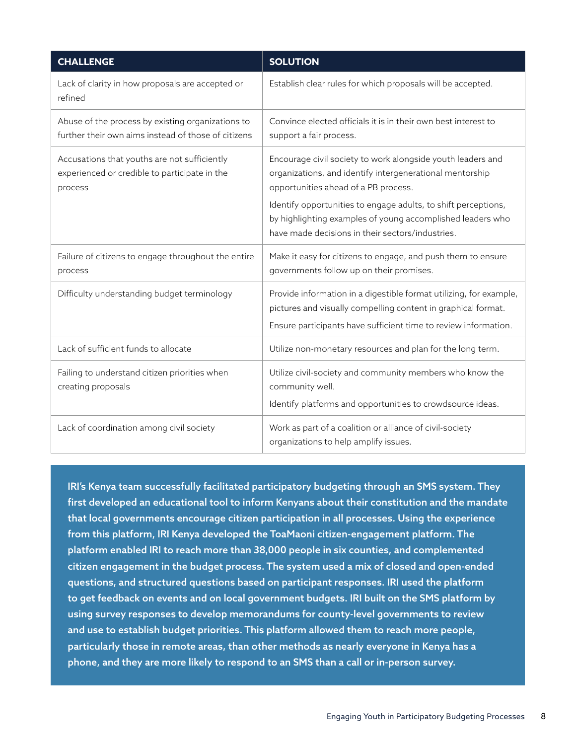| CHALLENGE | SOLUTION |
|---|---|
| Lack of clarity in how proposals are accepted or refined | Establish clear rules for which proposals will be accepted. |
| Abuse of the process by existing organizations to further their own aims instead of those of citizens | Convince elected officials it is in their own best interest to support a fair process. |
| Accusations that youths are not sufficiently experienced or credible to participate in the process | Encourage civil society to work alongside youth leaders and organizations, and identify intergenerational mentorship opportunities ahead of a PB process.<br><br>Identify opportunities to engage adults, to shift perceptions, by highlighting examples of young accomplished leaders who have made decisions in their sectors/industries. |
| Failure of citizens to engage throughout the entire process | Make it easy for citizens to engage, and push them to ensure governments follow up on their promises. |
| Difficulty understanding budget terminology | Provide information in a digestible format utilizing, for example, pictures and visually compelling content in graphical format.<br><br>Ensure participants have sufficient time to review information. |
| Lack of sufficient funds to allocate | Utilize non-monetary resources and plan for the long term. |
| Failing to understand citizen priorities when creating proposals | Utilize civil-society and community members who know the community well.<br><br>Identify platforms and opportunities to crowdsource ideas. |
| Lack of coordination among civil society | Work as part of a coalition or alliance of civil-society organizations to help amplify issues. |

**IRI's Kenya team successfully facilitated participatory budgeting through an SMS system. They first developed an educational tool to inform Kenyans about their constitution and the mandate that local governments encourage citizen participation in all processes. Using the experience from this platform, IRI Kenya developed the ToaMaoni citizen-engagement platform. The platform enabled IRI to reach more than 38,000 people in six counties, and complemented citizen engagement in the budget process. The system used a mix of closed and open-ended questions, and structured questions based on participant responses. IRI used the platform to get feedback on events and on local government budgets. IRI built on the SMS platform by using survey responses to develop memorandums for county-level governments to review and use to establish budget priorities. This platform allowed them to reach more people, particularly those in remote areas, than other methods as nearly everyone in Kenya has a phone, and they are more likely to respond to an SMS than a call or in-person survey.**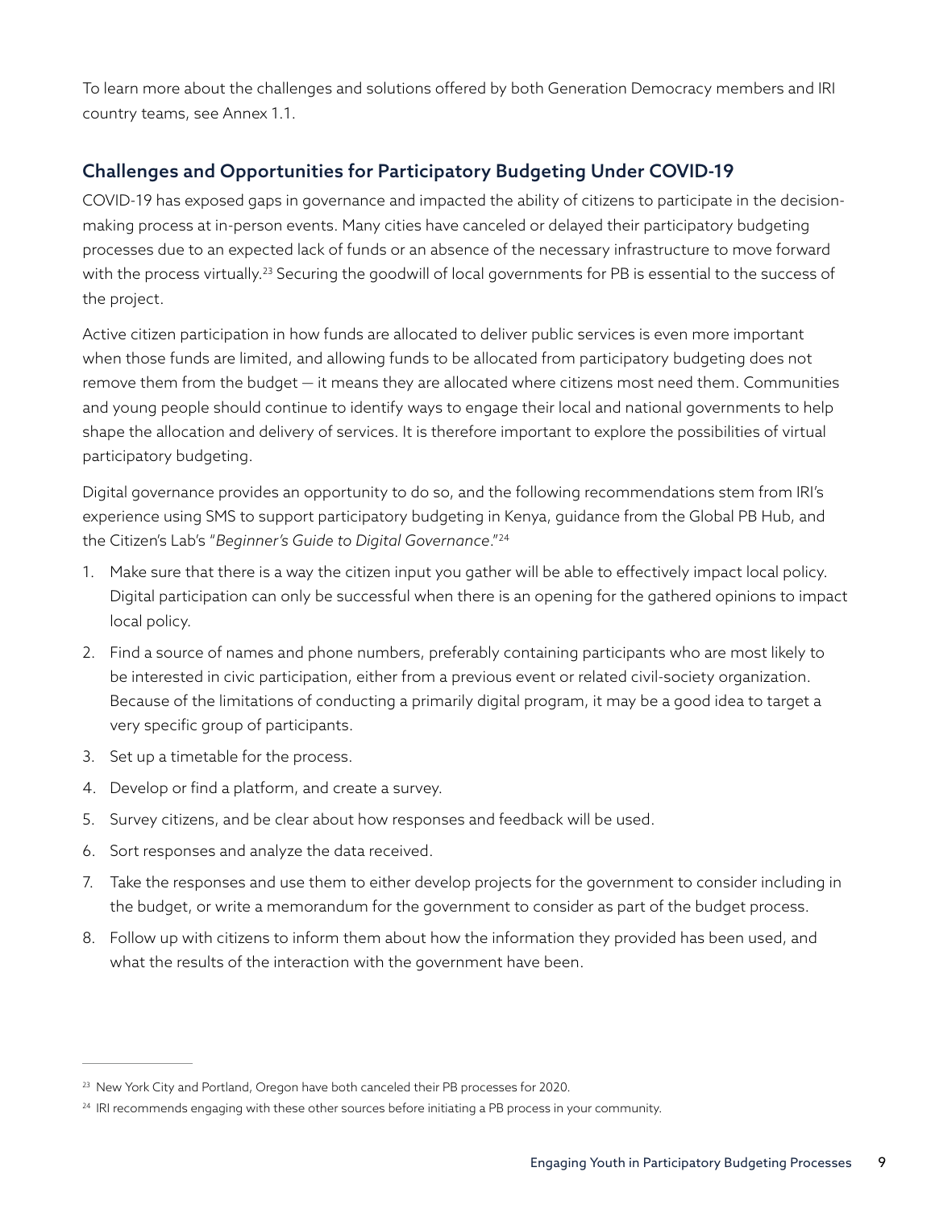To learn more about the challenges and solutions offered by both Generation Democracy members and IRI country teams, see Annex 1.1.

## Challenges and Opportunities for Participatory Budgeting Under COVID-19

COVID-19 has exposed gaps in governance and impacted the ability of citizens to participate in the decision-making process at in-person events. Many cities have canceled or delayed their participatory budgeting processes due to an expected lack of funds or an absence of the necessary infrastructure to move forward with the process virtually.[23] Securing the goodwill of local governments for PB is essential to the success of the project.

Active citizen participation in how funds are allocated to deliver public services is even more important when those funds are limited, and allowing funds to be allocated from participatory budgeting does not remove them from the budget — it means they are allocated where citizens most need them. Communities and young people should continue to identify ways to engage their local and national governments to help shape the allocation and delivery of services. It is therefore important to explore the possibilities of virtual participatory budgeting.

Digital governance provides an opportunity to do so, and the following recommendations stem from IRI's experience using SMS to support participatory budgeting in Kenya, guidance from the Global PB Hub, and the Citizen's Lab's "*Beginner's Guide to Digital Governance*."[24]

1. Make sure that there is a way the citizen input you gather will be able to effectively impact local policy. Digital participation can only be successful when there is an opening for the gathered opinions to impact local policy.
2. Find a source of names and phone numbers, preferably containing participants who are most likely to be interested in civic participation, either from a previous event or related civil-society organization. Because of the limitations of conducting a primarily digital program, it may be a good idea to target a very specific group of participants.
3. Set up a timetable for the process.
4. Develop or find a platform, and create a survey.
5. Survey citizens, and be clear about how responses and feedback will be used.
6. Sort responses and analyze the data received.
7. Take the responses and use them to either develop projects for the government to consider including in the budget, or write a memorandum for the government to consider as part of the budget process.
8. Follow up with citizens to inform them about how the information they provided has been used, and what the results of the interaction with the government have been.

---

[23] New York City and Portland, Oregon have both canceled their PB processes for 2020.

[24] IRI recommends engaging with these other sources before initiating a PB process in your community.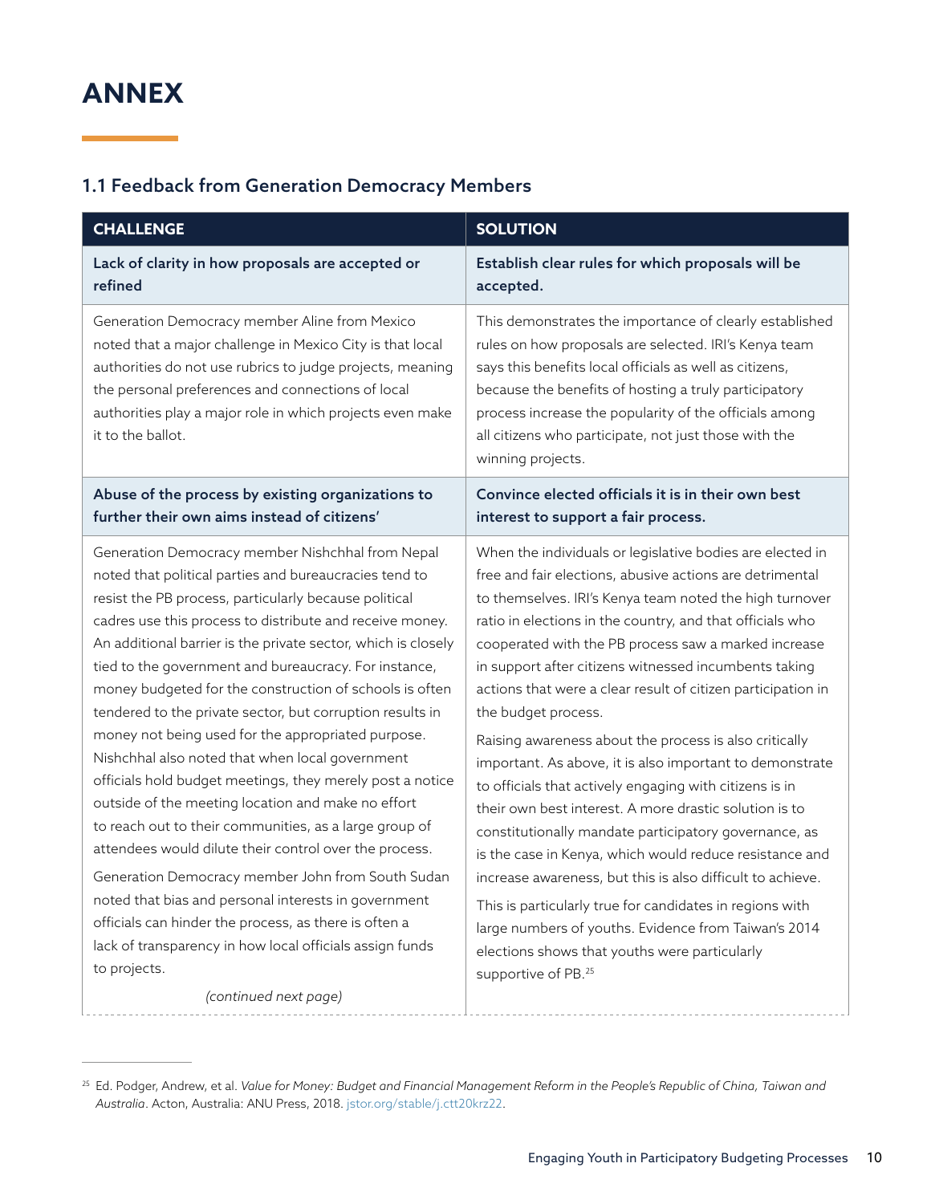# ANNEX

## 1.1 Feedback from Generation Democracy Members

| CHALLENGE | SOLUTION |
| --- | --- |
| **Lack of clarity in how proposals are accepted or refined** | **Establish clear rules for which proposals will be accepted.** |
| Generation Democracy member Aline from Mexico noted that a major challenge in Mexico City is that local authorities do not use rubrics to judge projects, meaning the personal preferences and connections of local authorities play a major role in which projects even make it to the ballot. | This demonstrates the importance of clearly established rules on how proposals are selected. IRI's Kenya team says this benefits local officials as well as citizens, because the benefits of hosting a truly participatory process increase the popularity of the officials among all citizens who participate, not just those with the winning projects. |
| **Abuse of the process by existing organizations to further their own aims instead of citizens'** | **Convince elected officials it is in their own best interest to support a fair process.** |
| Generation Democracy member Nishchhal from Nepal noted that political parties and bureaucracies tend to resist the PB process, particularly because political cadres use this process to distribute and receive money. An additional barrier is the private sector, which is closely tied to the government and bureaucracy. For instance, money budgeted for the construction of schools is often tendered to the private sector, but corruption results in money not being used for the appropriated purpose. Nishchhal also noted that when local government officials hold budget meetings, they merely post a notice outside of the meeting location and make no effort to reach out to their communities, as a large group of attendees would dilute their control over the process.<br><br>Generation Democracy member John from South Sudan noted that bias and personal interests in government officials can hinder the process, as there is often a lack of transparency in how local officials assign funds to projects.<br><br>*(continued next page)* | When the individuals or legislative bodies are elected in free and fair elections, abusive actions are detrimental to themselves. IRI's Kenya team noted the high turnover ratio in elections in the country, and that officials who cooperated with the PB process saw a marked increase in support after citizens witnessed incumbents taking actions that were a clear result of citizen participation in the budget process.<br><br>Raising awareness about the process is also critically important. As above, it is also important to demonstrate to officials that actively engaging with citizens is in their own best interest. A more drastic solution is to constitutionally mandate participatory governance, as is the case in Kenya, which would reduce resistance and increase awareness, but this is also difficult to achieve.<br><br>This is particularly true for candidates in regions with large numbers of youths. Evidence from Taiwan's 2014 elections shows that youths were particularly supportive of PB.[25] |

[25] Ed. Podger, Andrew, et al. *Value for Money: Budget and Financial Management Reform in the People's Republic of China, Taiwan and Australia*. Acton, Australia: ANU Press, 2018. jstor.org/stable/j.ctt20krz22.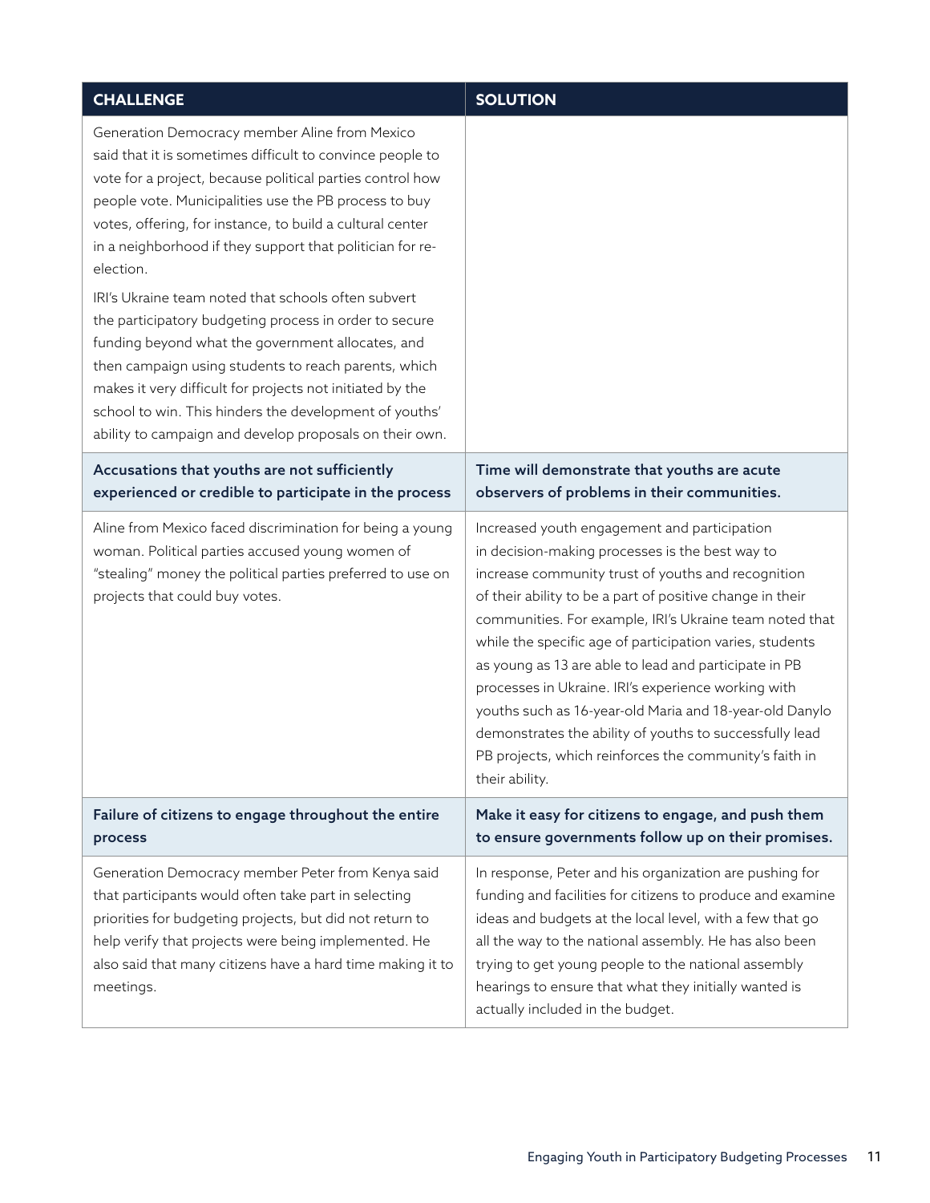| CHALLENGE | SOLUTION |
|---|---|
| Generation Democracy member Aline from Mexico said that it is sometimes difficult to convince people to vote for a project, because political parties control how people vote. Municipalities use the PB process to buy votes, offering, for instance, to build a cultural center in a neighborhood if they support that politician for re-election.<br><br>IRI's Ukraine team noted that schools often subvert the participatory budgeting process in order to secure funding beyond what the government allocates, and then campaign using students to reach parents, which makes it very difficult for projects not initiated by the school to win. This hinders the development of youths' ability to campaign and develop proposals on their own. | |
| **Accusations that youths are not sufficiently experienced or credible to participate in the process** | **Time will demonstrate that youths are acute observers of problems in their communities.** |
| Aline from Mexico faced discrimination for being a young woman. Political parties accused young women of "stealing" money the political parties preferred to use on projects that could buy votes. | Increased youth engagement and participation in decision-making processes is the best way to increase community trust of youths and recognition of their ability to be a part of positive change in their communities. For example, IRI's Ukraine team noted that while the specific age of participation varies, students as young as 13 are able to lead and participate in PB processes in Ukraine. IRI's experience working with youths such as 16-year-old Maria and 18-year-old Danylo demonstrates the ability of youths to successfully lead PB projects, which reinforces the community's faith in their ability. |
| **Failure of citizens to engage throughout the entire process** | **Make it easy for citizens to engage, and push them to ensure governments follow up on their promises.** |
| Generation Democracy member Peter from Kenya said that participants would often take part in selecting priorities for budgeting projects, but did not return to help verify that projects were being implemented. He also said that many citizens have a hard time making it to meetings. | In response, Peter and his organization are pushing for funding and facilities for citizens to produce and examine ideas and budgets at the local level, with a few that go all the way to the national assembly. He has also been trying to get young people to the national assembly hearings to ensure that what they initially wanted is actually included in the budget. |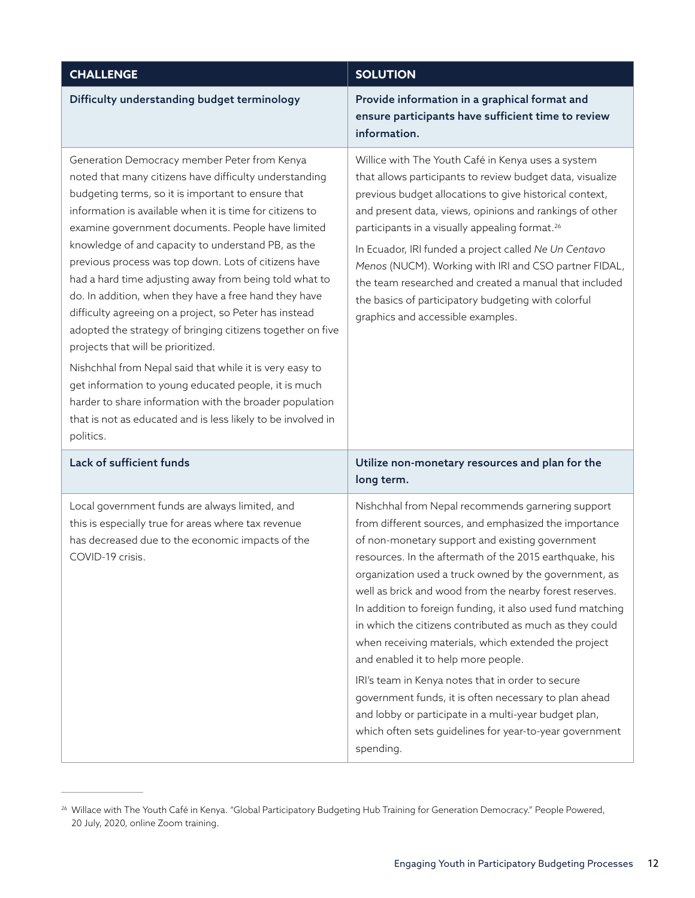| CHALLENGE | SOLUTION |
|---|---|
| **Difficulty understanding budget terminology** | **Provide information in a graphical format and ensure participants have sufficient time to review information.** |
| Generation Democracy member Peter from Kenya noted that many citizens have difficulty understanding budgeting terms, so it is important to ensure that information is available when it is time for citizens to examine government documents. People have limited knowledge of and capacity to understand PB, as the previous process was top down. Lots of citizens have had a hard time adjusting away from being told what to do. In addition, when they have a free hand they have difficulty agreeing on a project, so Peter has instead adopted the strategy of bringing citizens together on five projects that will be prioritized.<br><br>Nishchhal from Nepal said that while it is very easy to get information to young educated people, it is much harder to share information with the broader population that is not as educated and is less likely to be involved in politics. | Willice with The Youth Café in Kenya uses a system that allows participants to review budget data, visualize previous budget allocations to give historical context, and present data, views, opinions and rankings of other participants in a visually appealing format.[26]<br><br>In Ecuador, IRI funded a project called *Ne Un Centavo Menos* (NUCM). Working with IRI and CSO partner FIDAL, the team researched and created a manual that included the basics of participatory budgeting with colorful graphics and accessible examples. |
| **Lack of sufficient funds** | **Utilize non-monetary resources and plan for the long term.** |
| Local government funds are always limited, and this is especially true for areas where tax revenue has decreased due to the economic impacts of the COVID-19 crisis. | Nishchhal from Nepal recommends garnering support from different sources, and emphasized the importance of non-monetary support and existing government resources. In the aftermath of the 2015 earthquake, his organization used a truck owned by the government, as well as brick and wood from the nearby forest reserves. In addition to foreign funding, it also used fund matching in which the citizens contributed as much as they could when receiving materials, which extended the project and enabled it to help more people.<br><br>IRI's team in Kenya notes that in order to secure government funds, it is often necessary to plan ahead and lobby or participate in a multi-year budget plan, which often sets guidelines for year-to-year government spending. |

[26] Willace with The Youth Café in Kenya. "Global Participatory Budgeting Hub Training for Generation Democracy." People Powered, 20 July, 2020, online Zoom training.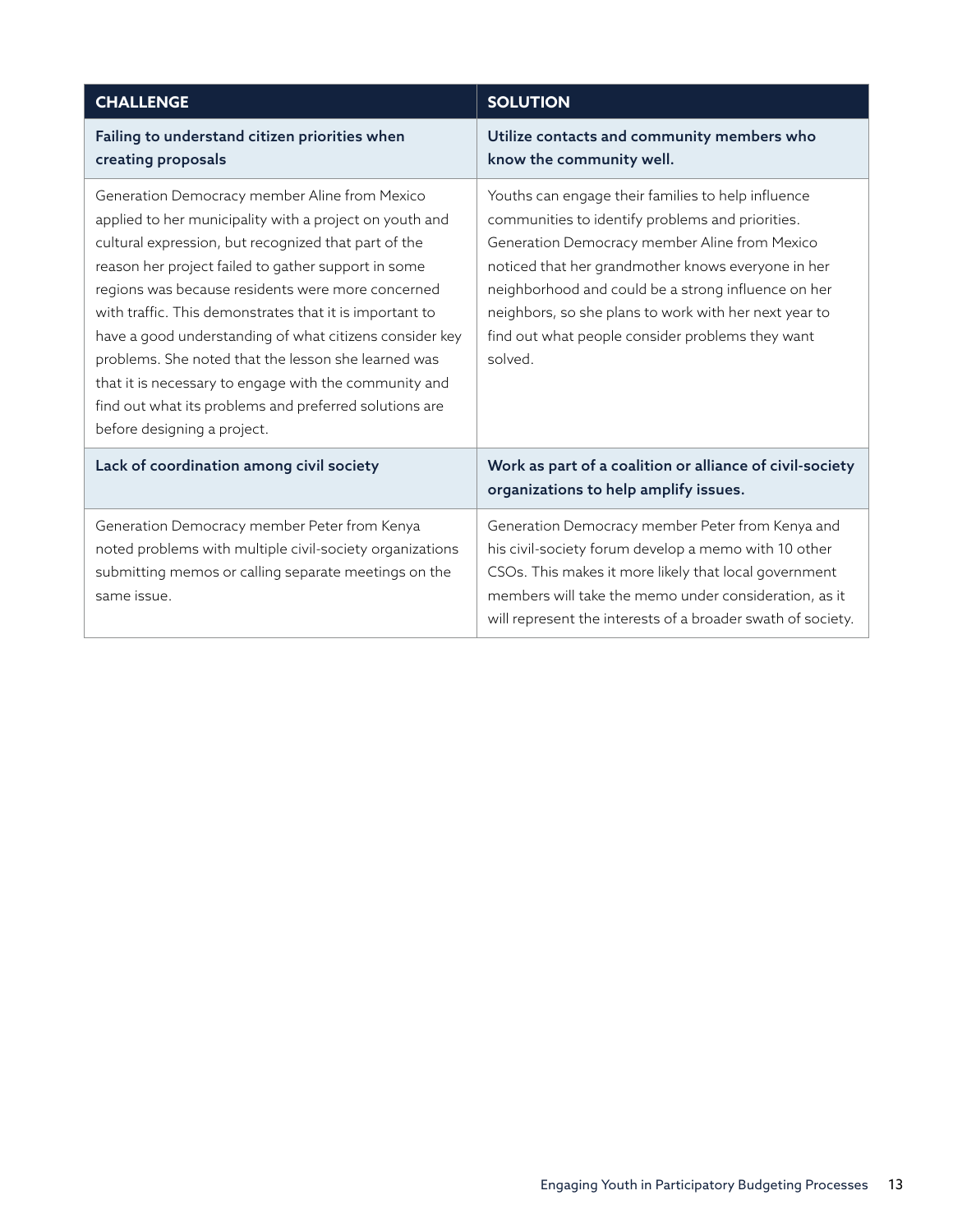| CHALLENGE | SOLUTION |
| --- | --- |
| **Failing to understand citizen priorities when creating proposals** | **Utilize contacts and community members who know the community well.** |
| Generation Democracy member Aline from Mexico applied to her municipality with a project on youth and cultural expression, but recognized that part of the reason her project failed to gather support in some regions was because residents were more concerned with traffic. This demonstrates that it is important to have a good understanding of what citizens consider key problems. She noted that the lesson she learned was that it is necessary to engage with the community and find out what its problems and preferred solutions are before designing a project. | Youths can engage their families to help influence communities to identify problems and priorities. Generation Democracy member Aline from Mexico noticed that her grandmother knows everyone in her neighborhood and could be a strong influence on her neighbors, so she plans to work with her next year to find out what people consider problems they want solved. |
| **Lack of coordination among civil society** | **Work as part of a coalition or alliance of civil-society organizations to help amplify issues.** |
| Generation Democracy member Peter from Kenya noted problems with multiple civil-society organizations submitting memos or calling separate meetings on the same issue. | Generation Democracy member Peter from Kenya and his civil-society forum develop a memo with 10 other CSOs. This makes it more likely that local government members will take the memo under consideration, as it will represent the interests of a broader swath of society. |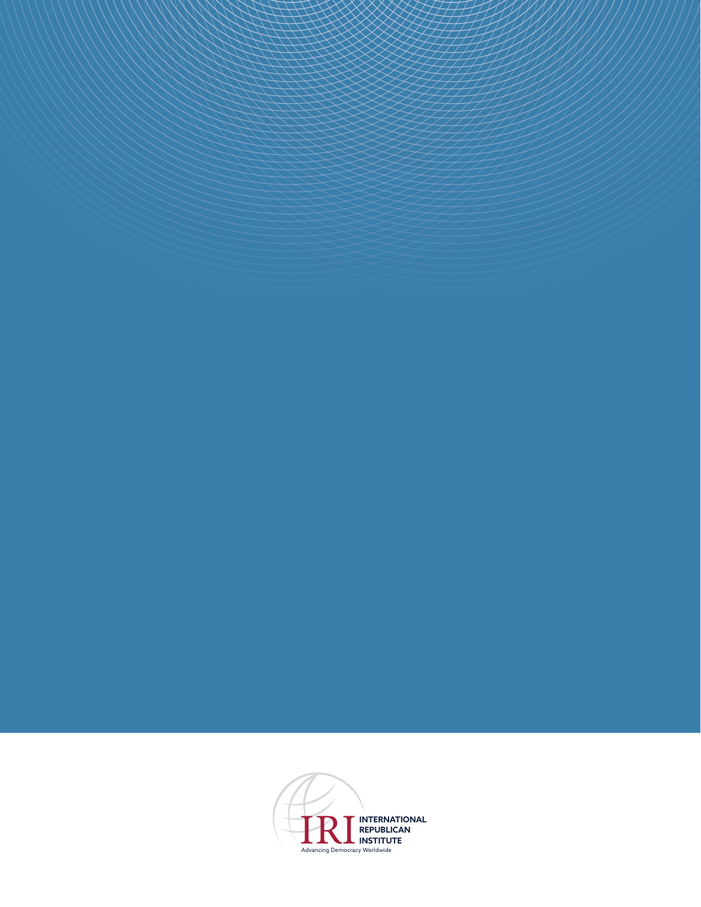INTERNATIONAL REPUBLICAN INSTITUTE

IRI

Advancing Democracy Worldwide